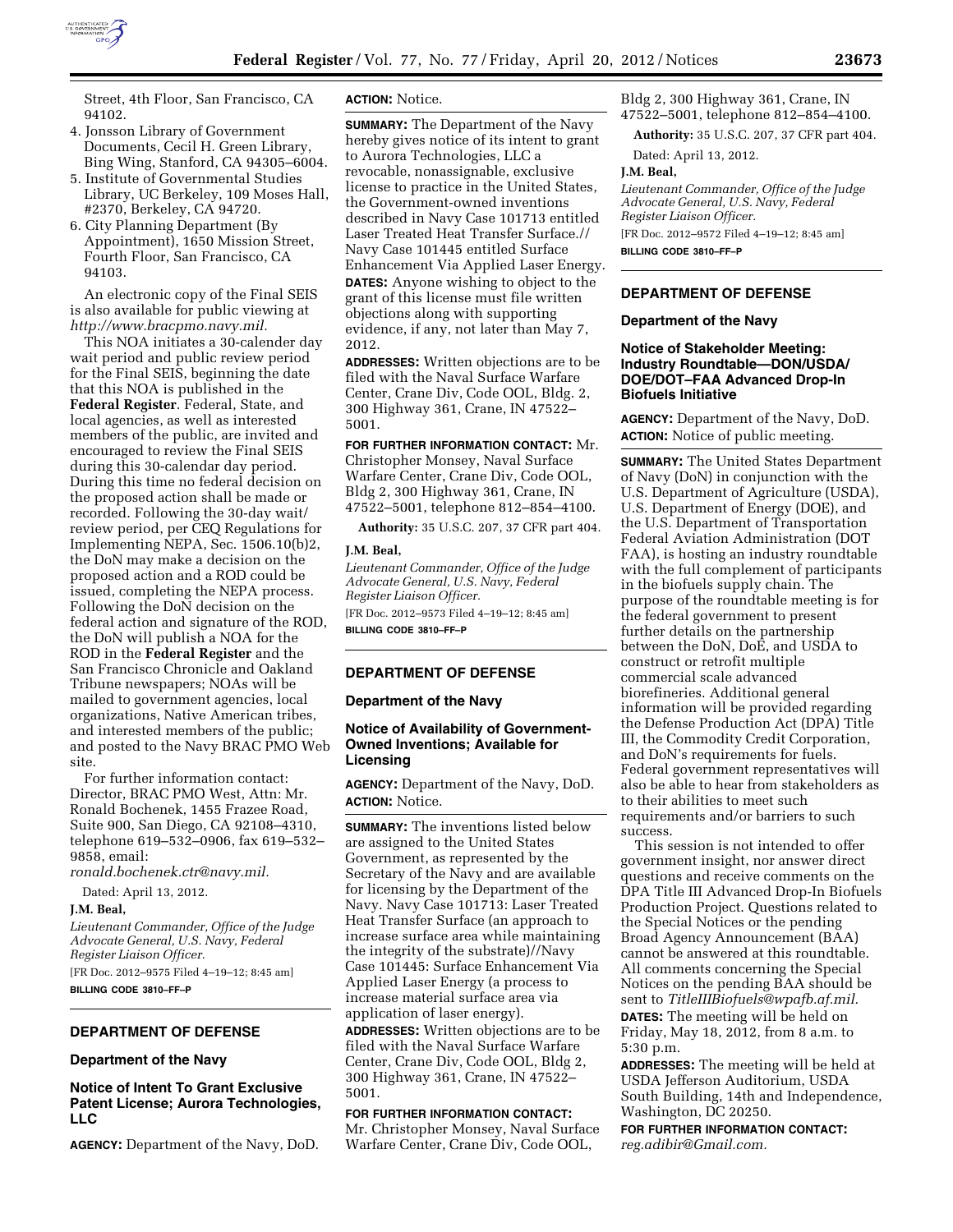Street, 4th Floor, San Francisco, CA 94102.

4. Jonsson Library of Government Documents, Cecil H. Green Library, Bing Wing, Stanford, CA 94305–6004.
5. Institute of Governmental Studies Library, UC Berkeley, 109 Moses Hall, #2370, Berkeley, CA 94720.
6. City Planning Department (By Appointment), 1650 Mission Street, Fourth Floor, San Francisco, CA 94103.

An electronic copy of the Final SEIS is also available for public viewing at *http://www.bracpmo.navy.mil.*

This NOA initiates a 30-calender day wait period and public review period for the Final SEIS, beginning the date that this NOA is published in the **Federal Register**. Federal, State, and local agencies, as well as interested members of the public, are invited and encouraged to review the Final SEIS during this 30-calendar day period. During this time no federal decision on the proposed action shall be made or recorded. Following the 30-day wait/review period, per CEQ Regulations for Implementing NEPA, Sec. 1506.10(b)2, the DoN may make a decision on the proposed action and a ROD could be issued, completing the NEPA process. Following the DoN decision on the federal action and signature of the ROD, the DoN will publish a NOA for the ROD in the **Federal Register** and the San Francisco Chronicle and Oakland Tribune newspapers; NOAs will be mailed to government agencies, local organizations, Native American tribes, and interested members of the public; and posted to the Navy BRAC PMO Web site.

For further information contact: Director, BRAC PMO West, Attn: Mr. Ronald Bochenek, 1455 Frazee Road, Suite 900, San Diego, CA 92108–4310, telephone 619–532–0906, fax 619–532–9858, email: *ronald.bochenek.ctr@navy.mil.*

Dated: April 13, 2012.

**J.M. Beal,**

*Lieutenant Commander, Office of the Judge Advocate General, U.S. Navy, Federal Register Liaison Officer.*

[FR Doc. 2012–9575 Filed 4–19–12; 8:45 am]

**BILLING CODE 3810–FF–P**

## DEPARTMENT OF DEFENSE

### Department of the Navy

### Notice of Intent To Grant Exclusive Patent License; Aurora Technologies, LLC

**AGENCY:** Department of the Navy, DoD.

**ACTION:** Notice.

**SUMMARY:** The Department of the Navy hereby gives notice of its intent to grant to Aurora Technologies, LLC a revocable, nonassignable, exclusive license to practice in the United States, the Government-owned inventions described in Navy Case 101713 entitled Laser Treated Heat Transfer Surface.// Navy Case 101445 entitled Surface Enhancement Via Applied Laser Energy.

**DATES:** Anyone wishing to object to the grant of this license must file written objections along with supporting evidence, if any, not later than May 7, 2012.

**ADDRESSES:** Written objections are to be filed with the Naval Surface Warfare Center, Crane Div, Code OOL, Bldg. 2, 300 Highway 361, Crane, IN 47522–5001.

**FOR FURTHER INFORMATION CONTACT:** Mr. Christopher Monsey, Naval Surface Warfare Center, Crane Div, Code OOL, Bldg 2, 300 Highway 361, Crane, IN 47522–5001, telephone 812–854–4100.

**Authority:** 35 U.S.C. 207, 37 CFR part 404.

**J.M. Beal,**

*Lieutenant Commander, Office of the Judge Advocate General, U.S. Navy, Federal Register Liaison Officer.*

[FR Doc. 2012–9573 Filed 4–19–12; 8:45 am]

**BILLING CODE 3810–FF–P**

## DEPARTMENT OF DEFENSE

### Department of the Navy

### Notice of Availability of Government-Owned Inventions; Available for Licensing

**AGENCY:** Department of the Navy, DoD.

**ACTION:** Notice.

**SUMMARY:** The inventions listed below are assigned to the United States Government, as represented by the Secretary of the Navy and are available for licensing by the Department of the Navy. Navy Case 101713: Laser Treated Heat Transfer Surface (an approach to increase surface area while maintaining the integrity of the substrate)//Navy Case 101445: Surface Enhancement Via Applied Laser Energy (a process to increase material surface area via application of laser energy).

**ADDRESSES:** Written objections are to be filed with the Naval Surface Warfare Center, Crane Div, Code OOL, Bldg 2, 300 Highway 361, Crane, IN 47522–5001.

**FOR FURTHER INFORMATION CONTACT:** Mr. Christopher Monsey, Naval Surface Warfare Center, Crane Div, Code OOL, Bldg 2, 300 Highway 361, Crane, IN 47522–5001, telephone 812–854–4100.

**Authority:** 35 U.S.C. 207, 37 CFR part 404.

Dated: April 13, 2012.

**J.M. Beal,**

*Lieutenant Commander, Office of the Judge Advocate General, U.S. Navy, Federal Register Liaison Officer.*

[FR Doc. 2012–9572 Filed 4–19–12; 8:45 am]

**BILLING CODE 3810–FF–P**

## DEPARTMENT OF DEFENSE

### Department of the Navy

### Notice of Stakeholder Meeting: Industry Roundtable—DON/USDA/DOE/DOT–FAA Advanced Drop-In Biofuels Initiative

**AGENCY:** Department of the Navy, DoD.

**ACTION:** Notice of public meeting.

**SUMMARY:** The United States Department of Navy (DoN) in conjunction with the U.S. Department of Agriculture (USDA), U.S. Department of Energy (DOE), and the U.S. Department of Transportation Federal Aviation Administration (DOT FAA), is hosting an industry roundtable with the full complement of participants in the biofuels supply chain. The purpose of the roundtable meeting is for the federal government to present further details on the partnership between the DoN, DoE, and USDA to construct or retrofit multiple commercial scale advanced biorefineries. Additional general information will be provided regarding the Defense Production Act (DPA) Title III, the Commodity Credit Corporation, and DoN's requirements for fuels. Federal government representatives will also be able to hear from stakeholders as to their abilities to meet such requirements and/or barriers to such success.

This session is not intended to offer government insight, nor answer direct questions and receive comments on the DPA Title III Advanced Drop-In Biofuels Production Project. Questions related to the Special Notices or the pending Broad Agency Announcement (BAA) cannot be answered at this roundtable. All comments concerning the Special Notices on the pending BAA should be sent to *TitleIIIBiofuels@wpafb.af.mil.*

**DATES:** The meeting will be held on Friday, May 18, 2012, from 8 a.m. to 5:30 p.m.

**ADDRESSES:** The meeting will be held at USDA Jefferson Auditorium, USDA South Building, 14th and Independence, Washington, DC 20250.

**FOR FURTHER INFORMATION CONTACT:** *reg.adibir@Gmail.com.*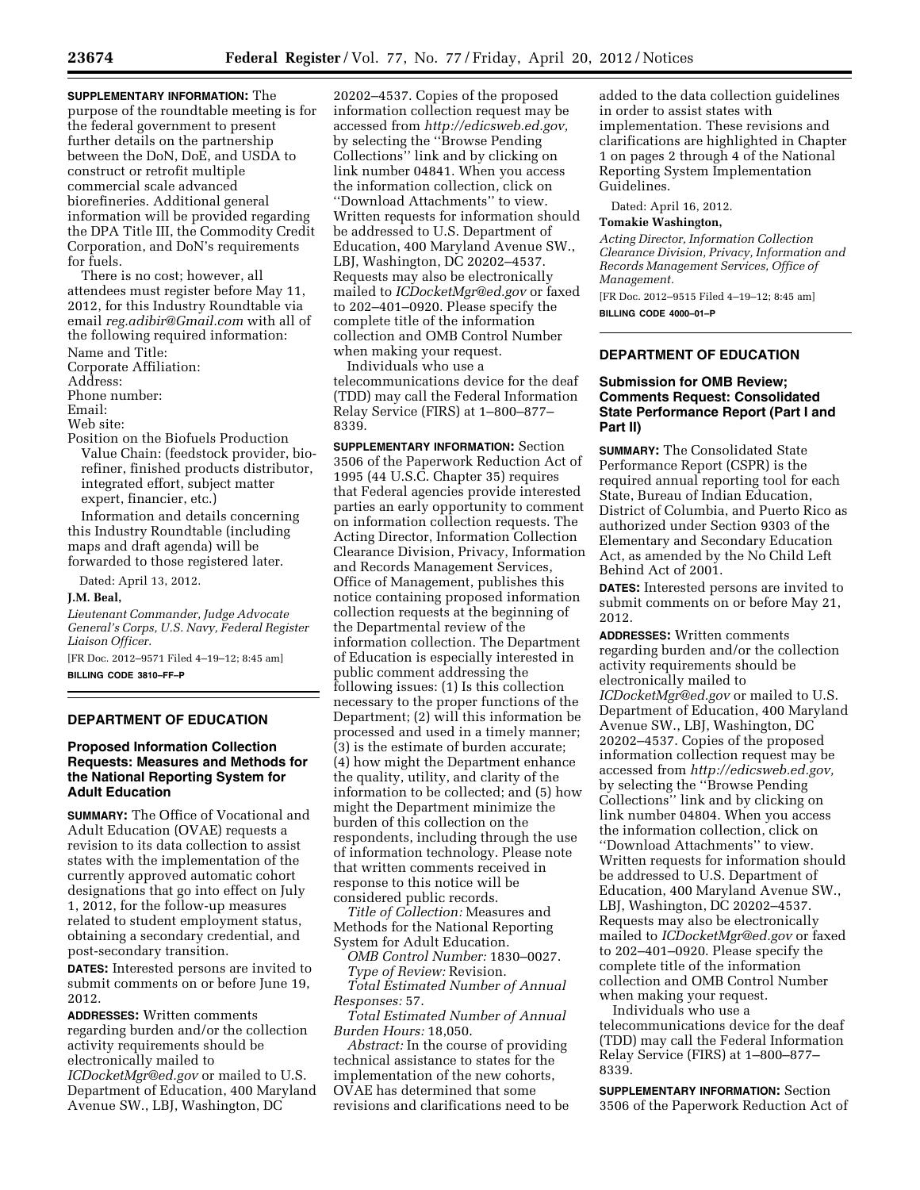**SUPPLEMENTARY INFORMATION:** The purpose of the roundtable meeting is for the federal government to present further details on the partnership between the DoN, DoE, and USDA to construct or retrofit multiple commercial scale advanced biorefineries. Additional general information will be provided regarding the DPA Title III, the Commodity Credit Corporation, and DoN's requirements for fuels.

There is no cost; however, all attendees must register before May 11, 2012, for this Industry Roundtable via email *reg.adibir@Gmail.com* with all of the following required information:

Name and Title:
Corporate Affiliation:
Address:
Phone number:
Email:
Web site:
Position on the Biofuels Production Value Chain: (feedstock provider, bio-refiner, finished products distributor, integrated effort, subject matter expert, financier, etc.)

Information and details concerning this Industry Roundtable (including maps and draft agenda) will be forwarded to those registered later.

Dated: April 13, 2012.

**J.M. Beal,**

*Lieutenant Commander, Judge Advocate General's Corps, U.S. Navy, Federal Register Liaison Officer.*

[FR Doc. 2012–9571 Filed 4–19–12; 8:45 am]

**BILLING CODE 3810–FF–P**

## DEPARTMENT OF EDUCATION

### Proposed Information Collection Requests: Measures and Methods for the National Reporting System for Adult Education

**SUMMARY:** The Office of Vocational and Adult Education (OVAE) requests a revision to its data collection to assist states with the implementation of the currently approved automatic cohort designations that go into effect on July 1, 2012, for the follow-up measures related to student employment status, obtaining a secondary credential, and post-secondary transition.

**DATES:** Interested persons are invited to submit comments on or before June 19, 2012.

**ADDRESSES:** Written comments regarding burden and/or the collection activity requirements should be electronically mailed to *ICDocketMgr@ed.gov* or mailed to U.S. Department of Education, 400 Maryland Avenue SW., LBJ, Washington, DC 20202–4537. Copies of the proposed information collection request may be accessed from *http://edicsweb.ed.gov,* by selecting the ''Browse Pending Collections'' link and by clicking on link number 04841. When you access the information collection, click on ''Download Attachments'' to view. Written requests for information should be addressed to U.S. Department of Education, 400 Maryland Avenue SW., LBJ, Washington, DC 20202–4537. Requests may also be electronically mailed to *ICDocketMgr@ed.gov* or faxed to 202–401–0920. Please specify the complete title of the information collection and OMB Control Number when making your request.

Individuals who use a telecommunications device for the deaf (TDD) may call the Federal Information Relay Service (FIRS) at 1–800–877–8339.

**SUPPLEMENTARY INFORMATION:** Section 3506 of the Paperwork Reduction Act of 1995 (44 U.S.C. Chapter 35) requires that Federal agencies provide interested parties an early opportunity to comment on information collection requests. The Acting Director, Information Collection Clearance Division, Privacy, Information and Records Management Services, Office of Management, publishes this notice containing proposed information collection requests at the beginning of the Departmental review of the information collection. The Department of Education is especially interested in public comment addressing the following issues: (1) Is this collection necessary to the proper functions of the Department; (2) will this information be processed and used in a timely manner; (3) is the estimate of burden accurate; (4) how might the Department enhance the quality, utility, and clarity of the information to be collected; and (5) how might the Department minimize the burden of this collection on the respondents, including through the use of information technology. Please note that written comments received in response to this notice will be considered public records.

*Title of Collection:* Measures and Methods for the National Reporting System for Adult Education.

*OMB Control Number:* 1830–0027.

*Type of Review:* Revision.

*Total Estimated Number of Annual Responses:* 57.

*Total Estimated Number of Annual Burden Hours:* 18,050.

*Abstract:* In the course of providing technical assistance to states for the implementation of the new cohorts, OVAE has determined that some revisions and clarifications need to be added to the data collection guidelines in order to assist states with implementation. These revisions and clarifications are highlighted in Chapter 1 on pages 2 through 4 of the National Reporting System Implementation Guidelines.

Dated: April 16, 2012.

**Tomakie Washington,**

*Acting Director, Information Collection Clearance Division, Privacy, Information and Records Management Services, Office of Management.*

[FR Doc. 2012–9515 Filed 4–19–12; 8:45 am]

**BILLING CODE 4000–01–P**

## DEPARTMENT OF EDUCATION

### Submission for OMB Review; Comments Request: Consolidated State Performance Report (Part I and Part II)

**SUMMARY:** The Consolidated State Performance Report (CSPR) is the required annual reporting tool for each State, Bureau of Indian Education, District of Columbia, and Puerto Rico as authorized under Section 9303 of the Elementary and Secondary Education Act, as amended by the No Child Left Behind Act of 2001.

**DATES:** Interested persons are invited to submit comments on or before May 21, 2012.

**ADDRESSES:** Written comments regarding burden and/or the collection activity requirements should be electronically mailed to *ICDocketMgr@ed.gov* or mailed to U.S. Department of Education, 400 Maryland Avenue SW., LBJ, Washington, DC 20202–4537. Copies of the proposed information collection request may be accessed from *http://edicsweb.ed.gov,* by selecting the ''Browse Pending Collections'' link and by clicking on link number 04804. When you access the information collection, click on ''Download Attachments'' to view. Written requests for information should be addressed to U.S. Department of Education, 400 Maryland Avenue SW., LBJ, Washington, DC 20202–4537. Requests may also be electronically mailed to *ICDocketMgr@ed.gov* or faxed to 202–401–0920. Please specify the complete title of the information collection and OMB Control Number when making your request.

Individuals who use a telecommunications device for the deaf (TDD) may call the Federal Information Relay Service (FIRS) at 1–800–877–8339.

**SUPPLEMENTARY INFORMATION:** Section 3506 of the Paperwork Reduction Act of